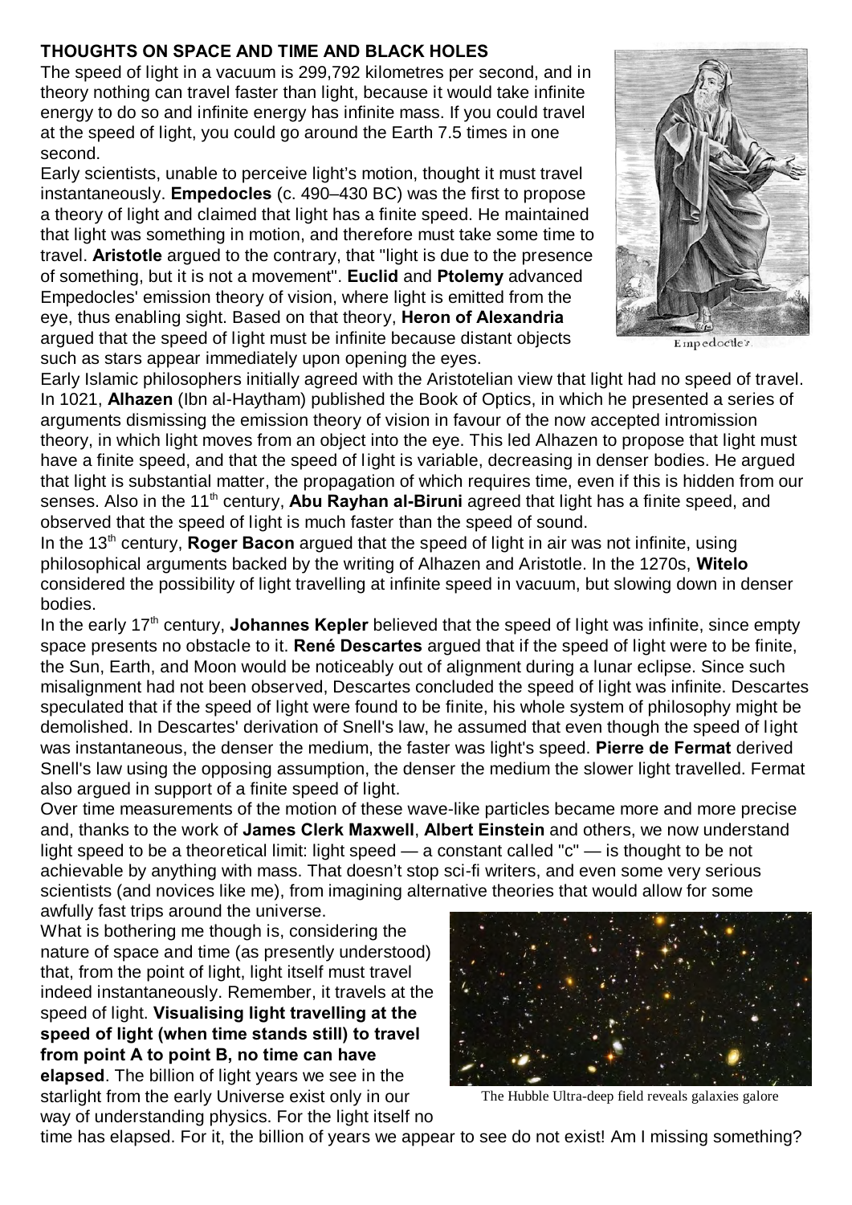**THOUGHTS ON SPACE AND TIME AND BLACK HOLES**

The speed of light in a vacuum is 299,792 kilometres per second, and in theory nothing can travel faster than light, because it would take infinite energy to do so and infinite energy has infinite mass. If you could travel at the speed of light, you could go around the Earth 7.5 times in one second.

Early scientists, unable to perceive light's motion, thought it must travel instantaneously. **Empedocles** (c. 490–430 BC) was the first to propose a theory of light and claimed that light has a finite speed. He maintained that light was something in motion, and therefore must take some time to travel. **Aristotle** argued to the contrary, that "light is due to the presence of something, but it is not a movement". **Euclid** and **Ptolemy** advanced Empedocles' emission theory of vision, where light is emitted from the eye, thus enabling sight. Based on that theory, **Heron of Alexandria** argued that the speed of light must be infinite because distant objects such as stars appear immediately upon opening the eyes.

Empedocles.

Early Islamic philosophers initially agreed with the Aristotelian view that light had no speed of travel. In 1021, **Alhazen** (Ibn al-Haytham) published the Book of Optics, in which he presented a series of arguments dismissing the emission theory of vision in favour of the now accepted intromission theory, in which light moves from an object into the eye. This led Alhazen to propose that light must have a finite speed, and that the speed of light is variable, decreasing in denser bodies. He argued that light is substantial matter, the propagation of which requires time, even if this is hidden from our senses. Also in the 11th century, **Abu Rayhan al-Biruni** agreed that light has a finite speed, and observed that the speed of light is much faster than the speed of sound.

In the 13th century, **Roger Bacon** argued that the speed of light in air was not infinite, using philosophical arguments backed by the writing of Alhazen and Aristotle. In the 1270s, **Witelo** considered the possibility of light travelling at infinite speed in vacuum, but slowing down in denser bodies.

In the early 17th century, **Johannes Kepler** believed that the speed of light was infinite, since empty space presents no obstacle to it. **René Descartes** argued that if the speed of light were to be finite, the Sun, Earth, and Moon would be noticeably out of alignment during a lunar eclipse. Since such misalignment had not been observed, Descartes concluded the speed of light was infinite. Descartes speculated that if the speed of light were found to be finite, his whole system of philosophy might be demolished. In Descartes' derivation of Snell's law, he assumed that even though the speed of light was instantaneous, the denser the medium, the faster was light's speed. **Pierre de Fermat** derived Snell's law using the opposing assumption, the denser the medium the slower light travelled. Fermat also argued in support of a finite speed of light.

Over time measurements of the motion of these wave-like particles became more and more precise and, thanks to the work of **James Clerk Maxwell**, **Albert Einstein** and others, we now understand light speed to be a theoretical limit: light speed — a constant called "c" — is thought to be not achievable by anything with mass. That doesn't stop sci-fi writers, and even some very serious scientists (and novices like me), from imagining alternative theories that would allow for some awfully fast trips around the universe.

What is bothering me though is, considering the nature of space and time (as presently understood) that, from the point of light, light itself must travel indeed instantaneously. Remember, it travels at the speed of light. **Visualising light travelling at the speed of light (when time stands still) to travel from point A to point B, no time can have elapsed**. The billion of light years we see in the starlight from the early Universe exist only in our way of understanding physics. For the light itself no time has elapsed. For it, the billion of years we appear to see do not exist! Am I missing something?

The Hubble Ultra-deep field reveals galaxies galore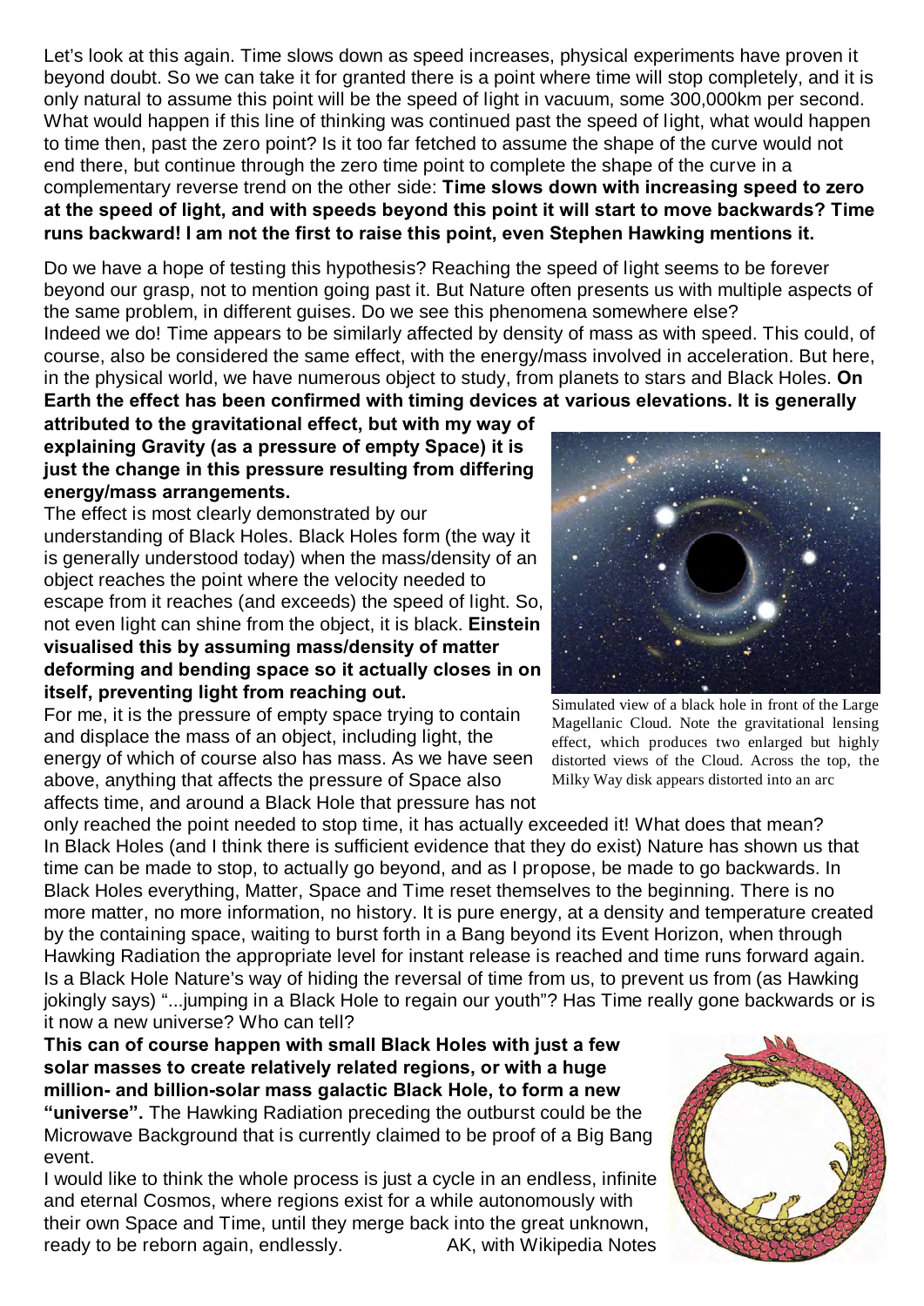Let's look at this again. Time slows down as speed increases, physical experiments have proven it beyond doubt. So we can take it for granted there is a point where time will stop completely, and it is only natural to assume this point will be the speed of light in vacuum, some 300,000km per second. What would happen if this line of thinking was continued past the speed of light, what would happen to time then, past the zero point? Is it too far fetched to assume the shape of the curve would not end there, but continue through the zero time point to complete the shape of the curve in a complementary reverse trend on the other side: **Time slows down with increasing speed to zero at the speed of light, and with speeds beyond this point it will start to move backwards? Time runs backward! I am not the first to raise this point, even Stephen Hawking mentions it.**

Do we have a hope of testing this hypothesis? Reaching the speed of light seems to be forever beyond our grasp, not to mention going past it. But Nature often presents us with multiple aspects of the same problem, in different guises. Do we see this phenomena somewhere else?
Indeed we do! Time appears to be similarly affected by density of mass as with speed. This could, of course, also be considered the same effect, with the energy/mass involved in acceleration. But here, in the physical world, we have numerous object to study, from planets to stars and Black Holes. **On Earth the effect has been confirmed with timing devices at various elevations. It is generally attributed to the gravitational effect, but with my way of explaining Gravity (as a pressure of empty Space) it is just the change in this pressure resulting from differing energy/mass arrangements.**

The effect is most clearly demonstrated by our understanding of Black Holes. Black Holes form (the way it is generally understood today) when the mass/density of an object reaches the point where the velocity needed to escape from it reaches (and exceeds) the speed of light. So, not even light can shine from the object, it is black. **Einstein visualised this by assuming mass/density of matter deforming and bending space so it actually closes in on itself, preventing light from reaching out.**

For me, it is the pressure of empty space trying to contain and displace the mass of an object, including light, the energy of which of course also has mass. As we have seen above, anything that affects the pressure of Space also affects time, and around a Black Hole that pressure has not only reached the point needed to stop time, it has actually exceeded it! What does that mean?
In Black Holes (and I think there is sufficient evidence that they do exist) Nature has shown us that time can be made to stop, to actually go beyond, and as I propose, be made to go backwards. In Black Holes everything, Matter, Space and Time reset themselves to the beginning. There is no more matter, no more information, no history. It is pure energy, at a density and temperature created by the containing space, waiting to burst forth in a Bang beyond its Event Horizon, when through Hawking Radiation the appropriate level for instant release is reached and time runs forward again. Is a Black Hole Nature's way of hiding the reversal of time from us, to prevent us from (as Hawking jokingly says) "...jumping in a Black Hole to regain our youth"? Has Time really gone backwards or is it now a new universe? Who can tell?

Simulated view of a black hole in front of the Large Magellanic Cloud. Note the gravitational lensing effect, which produces two enlarged but highly distorted views of the Cloud. Across the top, the Milky Way disk appears distorted into an arc

**This can of course happen with small Black Holes with just a few solar masses to create relatively related regions, or with a huge million- and billion-solar mass galactic Black Hole, to form a new "universe".** The Hawking Radiation preceding the outburst could be the Microwave Background that is currently claimed to be proof of a Big Bang event.

I would like to think the whole process is just a cycle in an endless, infinite and eternal Cosmos, where regions exist for a while autonomously with their own Space and Time, until they merge back into the great unknown, ready to be reborn again, endlessly.

AK, with Wikipedia Notes